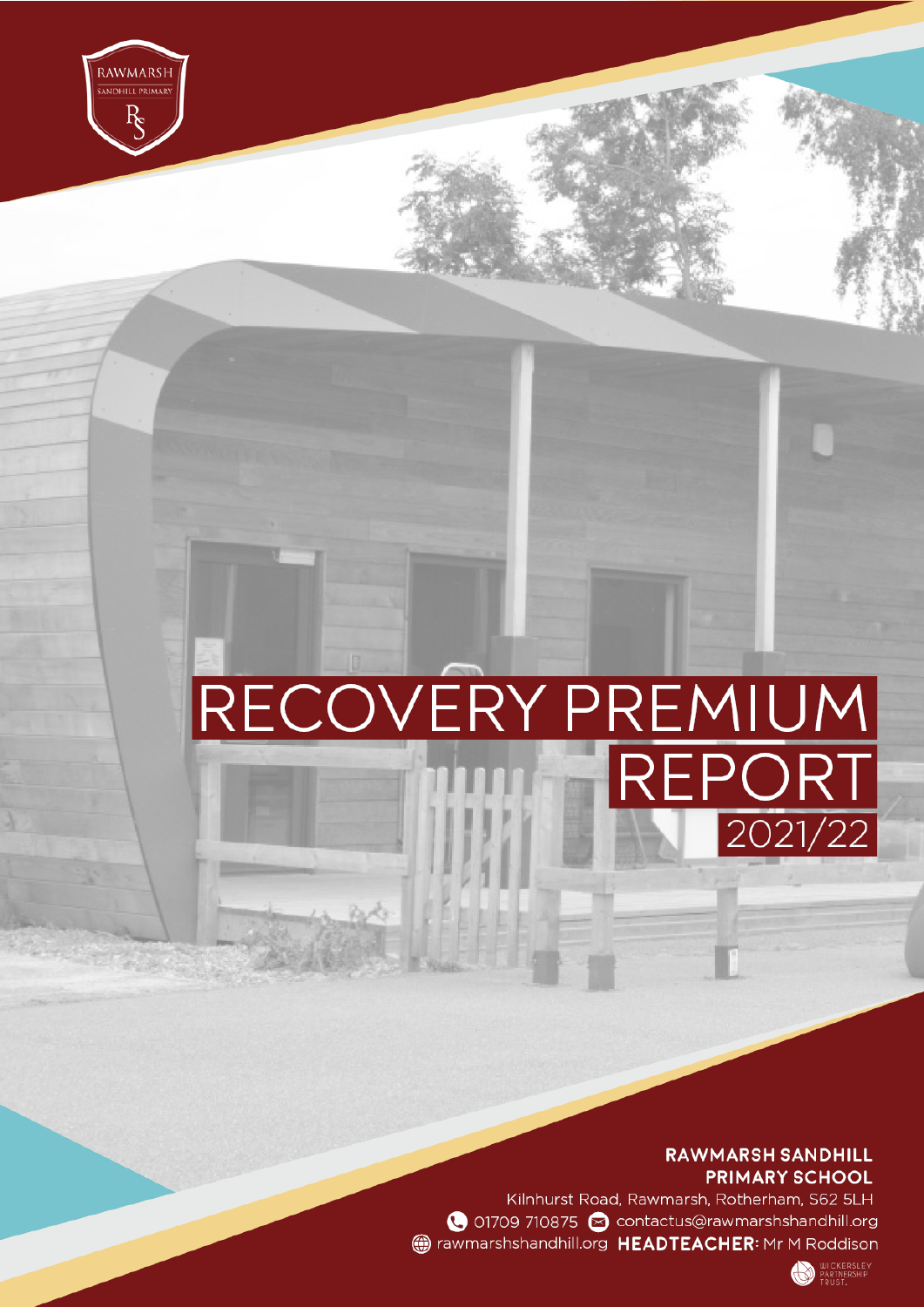# RECOVERY PREMIUM REPORT

2021/22

**RAWMARSH SANDHILL PRIMARY SCHOOL**

Kilnhurst Road, Rawmarsh, Rotherham, S62 5LH

01709 710875 contactus@rawmarshshandhill.org

rawmarshshandhill.org **HEADTEACHER:** Mr M Roddison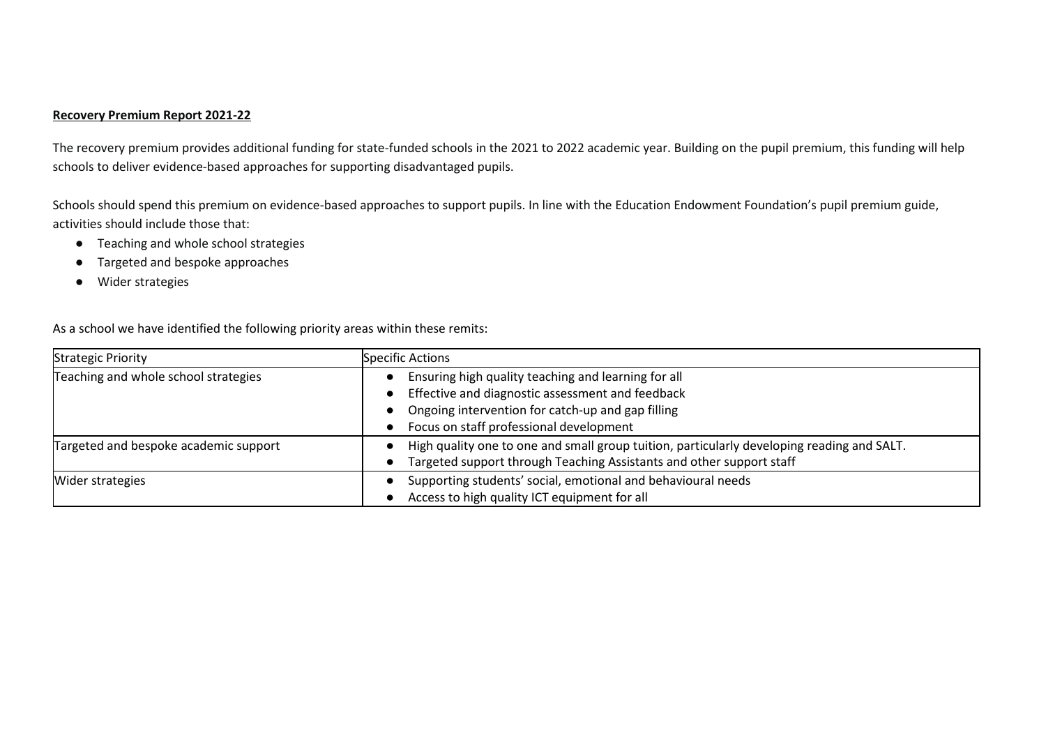**Recovery Premium Report 2021-22**

The recovery premium provides additional funding for state-funded schools in the 2021 to 2022 academic year. Building on the pupil premium, this funding will help schools to deliver evidence-based approaches for supporting disadvantaged pupils.

Schools should spend this premium on evidence-based approaches to support pupils. In line with the Education Endowment Foundation's pupil premium guide, activities should include those that:

- Teaching and whole school strategies
- Targeted and bespoke approaches
- Wider strategies

As a school we have identified the following priority areas within these remits:

| Strategic Priority | Specific Actions |
|---|---|
| Teaching and whole school strategies | ● Ensuring high quality teaching and learning for all<br>● Effective and diagnostic assessment and feedback<br>● Ongoing intervention for catch-up and gap filling<br>● Focus on staff professional development |
| Targeted and bespoke academic support | ● High quality one to one and small group tuition, particularly developing reading and SALT.<br>● Targeted support through Teaching Assistants and other support staff |
| Wider strategies | ● Supporting students' social, emotional and behavioural needs<br>● Access to high quality ICT equipment for all |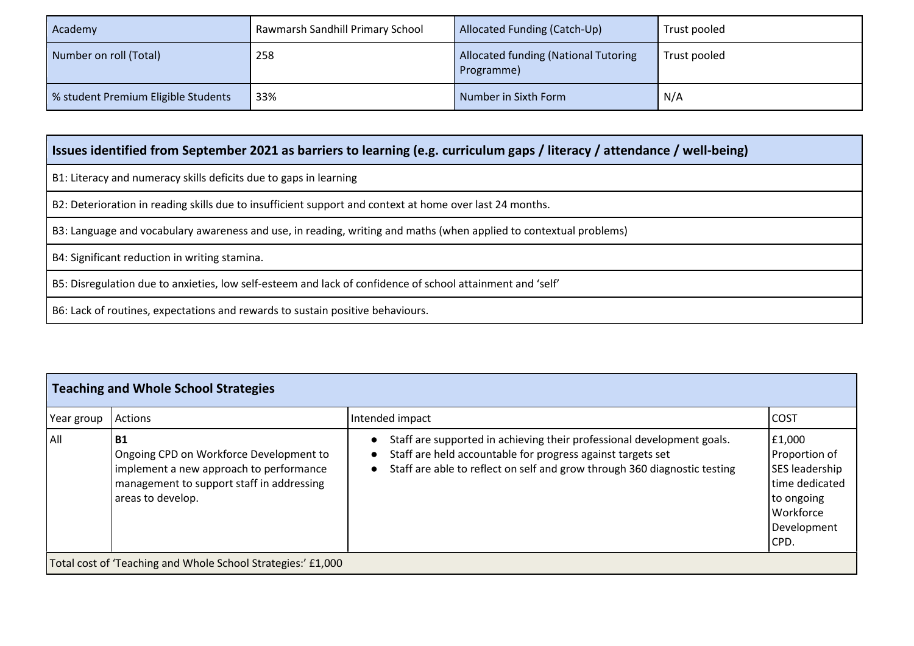| Academy | Rawmarsh Sandhill Primary School | Allocated Funding (Catch-Up) | Trust pooled |
|---|---|---|---|
| Number on roll (Total) | 258 | Allocated funding (National Tutoring Programme) | Trust pooled |
| % student Premium Eligible Students | 33% | Number in Sixth Form | N/A |

| Issues identified from September 2021 as barriers to learning (e.g. curriculum gaps / literacy / attendance / well-being) |
|---|
| B1: Literacy and numeracy skills deficits due to gaps in learning |
| B2: Deterioration in reading skills due to insufficient support and context at home over last 24 months. |
| B3: Language and vocabulary awareness and use, in reading, writing and maths (when applied to contextual problems) |
| B4: Significant reduction in writing stamina. |
| B5: Disregulation due to anxieties, low self-esteem and lack of confidence of school attainment and 'self' |
| B6: Lack of routines, expectations and rewards to sustain positive behaviours. |

| Teaching and Whole School Strategies | | | |
|---|---|---|---|
| Year group | Actions | Intended impact | COST |
| All | **B1** Ongoing CPD on Workforce Development to implement a new approach to performance management to support staff in addressing areas to develop. | • Staff are supported in achieving their professional development goals. • Staff are held accountable for progress against targets set • Staff are able to reflect on self and grow through 360 diagnostic testing | £1,000 Proportion of SES leadership time dedicated to ongoing Workforce Development CPD. |
| Total cost of 'Teaching and Whole School Strategies:' £1,000 | | | |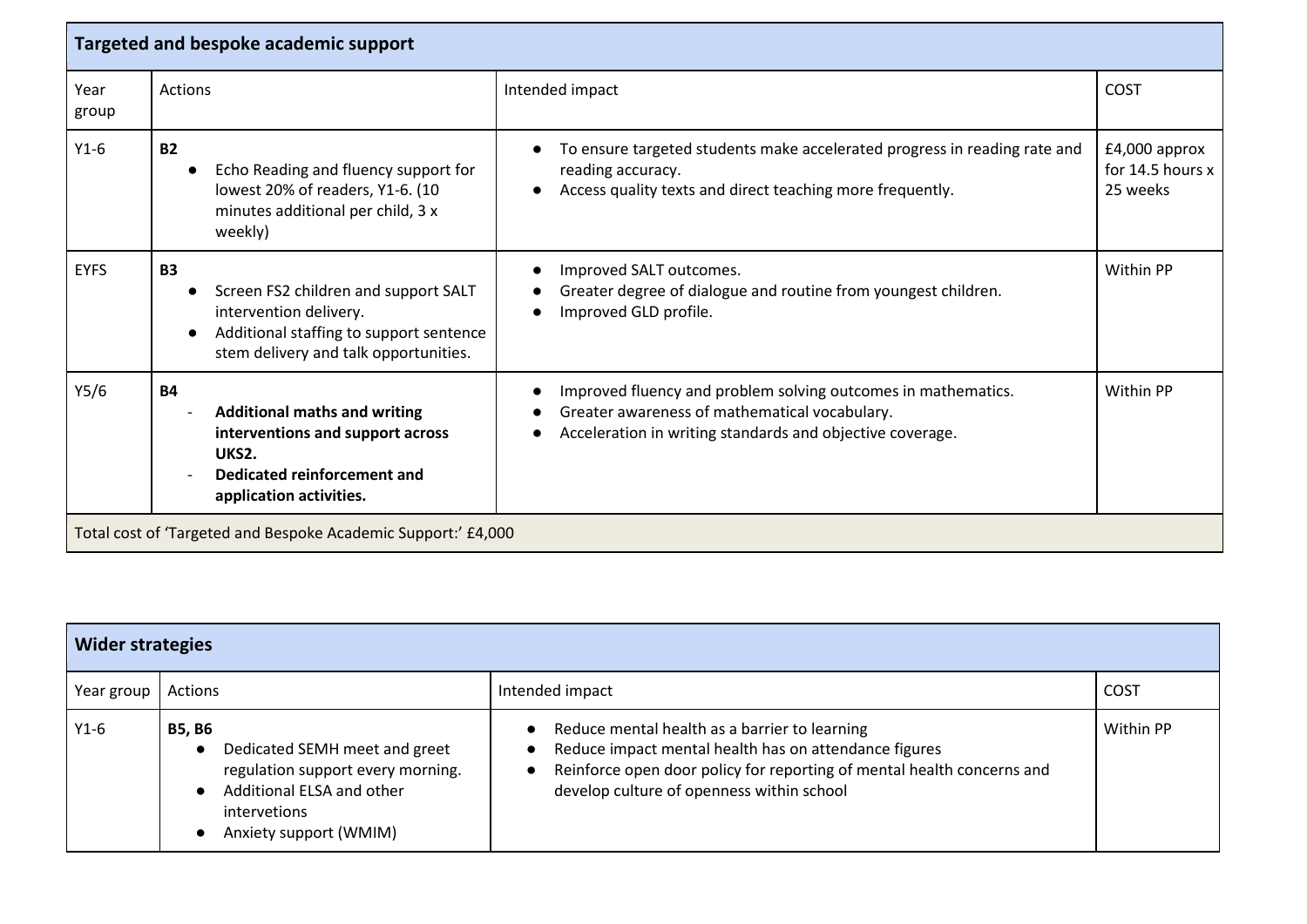| Targeted and bespoke academic support | | | |
|---|---|---|---|
| Year group | Actions | Intended impact | COST |
| Y1-6 | **B2**<br>• Echo Reading and fluency support for lowest 20% of readers, Y1-6. (10 minutes additional per child, 3 x weekly) | • To ensure targeted students make accelerated progress in reading rate and reading accuracy.<br>• Access quality texts and direct teaching more frequently. | £4,000 approx for 14.5 hours x 25 weeks |
| EYFS | **B3**<br>• Screen FS2 children and support SALT intervention delivery.<br>• Additional staffing to support sentence stem delivery and talk opportunities. | • Improved SALT outcomes.<br>• Greater degree of dialogue and routine from youngest children.<br>• Improved GLD profile. | Within PP |
| Y5/6 | **B4**<br>- **Additional maths and writing interventions and support across UKS2.**<br>- **Dedicated reinforcement and application activities.** | • Improved fluency and problem solving outcomes in mathematics.<br>• Greater awareness of mathematical vocabulary.<br>• Acceleration in writing standards and objective coverage. | Within PP |
| Total cost of 'Targeted and Bespoke Academic Support:' £4,000 | | | |

| Wider strategies | | | |
|---|---|---|---|
| Year group | Actions | Intended impact | COST |
| Y1-6 | **B5, B6**<br>• Dedicated SEMH meet and greet regulation support every morning.<br>• Additional ELSA and other interventions<br>• Anxiety support (WMIM) | • Reduce mental health as a barrier to learning<br>• Reduce impact mental health has on attendance figures<br>• Reinforce open door policy for reporting of mental health concerns and develop culture of openness within school | Within PP |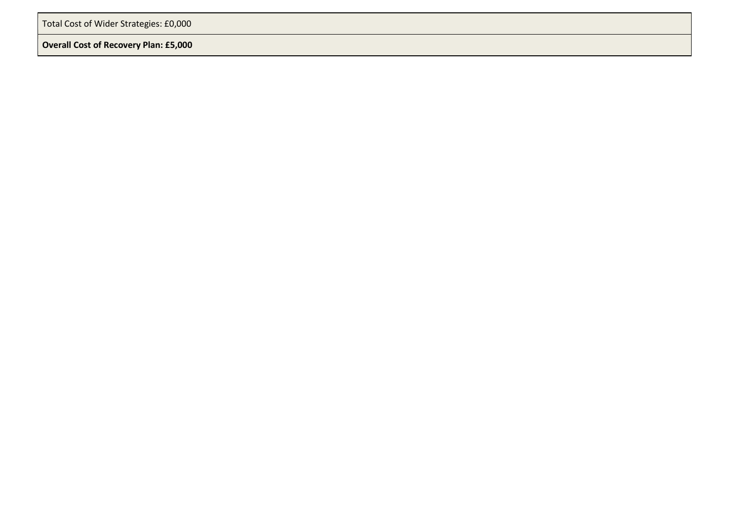| |
|---|
| Total Cost of Wider Strategies: £0,000 |
| **Overall Cost of Recovery Plan: £5,000** |